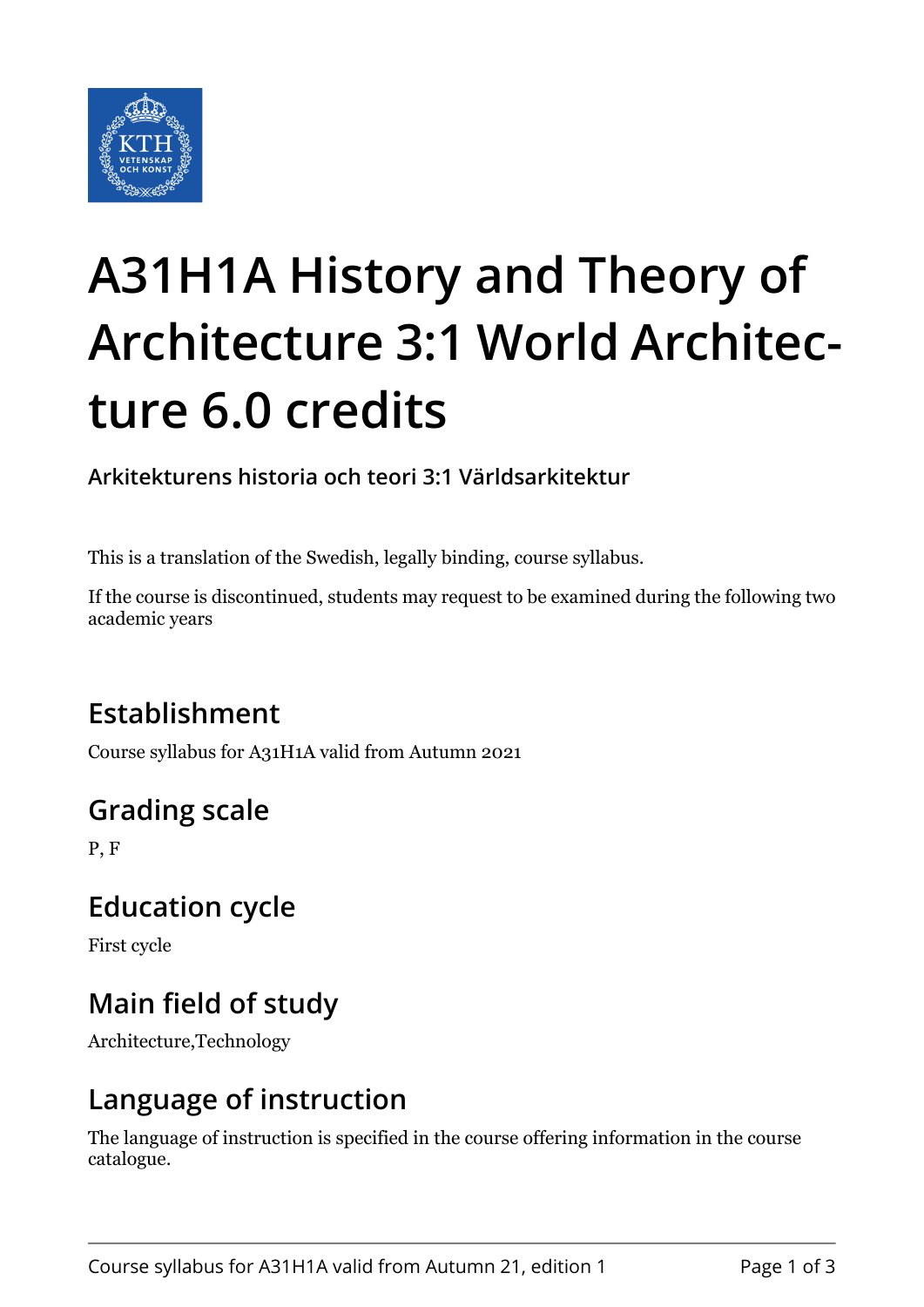# A31H1A History and Theory of Architecture 3:1 World Architecture 6.0 credits

**Arkitekturens historia och teori 3:1 Världsarkitektur**

This is a translation of the Swedish, legally binding, course syllabus.

If the course is discontinued, students may request to be examined during the following two academic years

## Establishment

Course syllabus for A31H1A valid from Autumn 2021

## Grading scale

P, F

## Education cycle

First cycle

## Main field of study

Architecture,Technology

## Language of instruction

The language of instruction is specified in the course offering information in the course catalogue.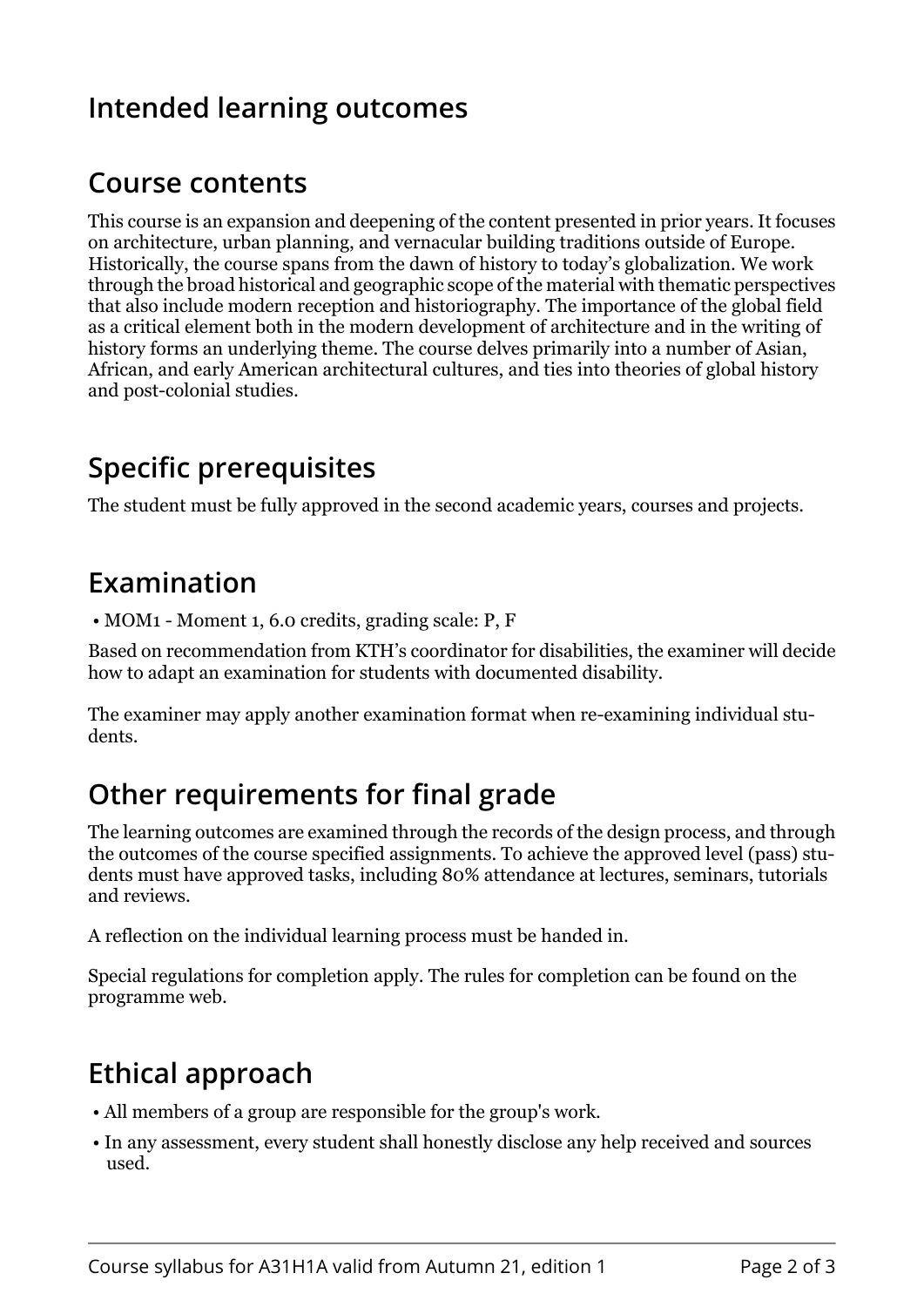## Intended learning outcomes

## Course contents

This course is an expansion and deepening of the content presented in prior years. It focuses on architecture, urban planning, and vernacular building traditions outside of Europe. Historically, the course spans from the dawn of history to today's globalization. We work through the broad historical and geographic scope of the material with thematic perspectives that also include modern reception and historiography. The importance of the global field as a critical element both in the modern development of architecture and in the writing of history forms an underlying theme. The course delves primarily into a number of Asian, African, and early American architectural cultures, and ties into theories of global history and post-colonial studies.

## Specific prerequisites

The student must be fully approved in the second academic years, courses and projects.

## Examination

- MOM1 - Moment 1, 6.0 credits, grading scale: P, F

Based on recommendation from KTH's coordinator for disabilities, the examiner will decide how to adapt an examination for students with documented disability.

The examiner may apply another examination format when re-examining individual students.

## Other requirements for final grade

The learning outcomes are examined through the records of the design process, and through the outcomes of the course specified assignments. To achieve the approved level (pass) students must have approved tasks, including 80% attendance at lectures, seminars, tutorials and reviews.

A reflection on the individual learning process must be handed in.

Special regulations for completion apply. The rules for completion can be found on the programme web.

## Ethical approach

- All members of a group are responsible for the group's work.
- In any assessment, every student shall honestly disclose any help received and sources used.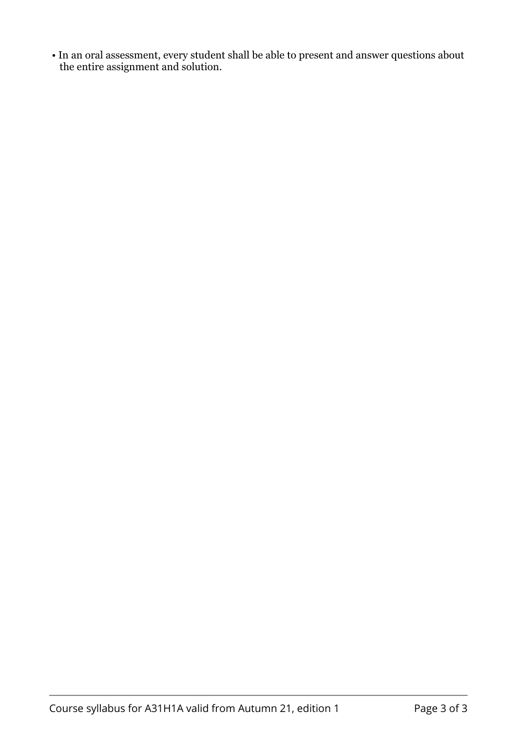- In an oral assessment, every student shall be able to present and answer questions about the entire assignment and solution.